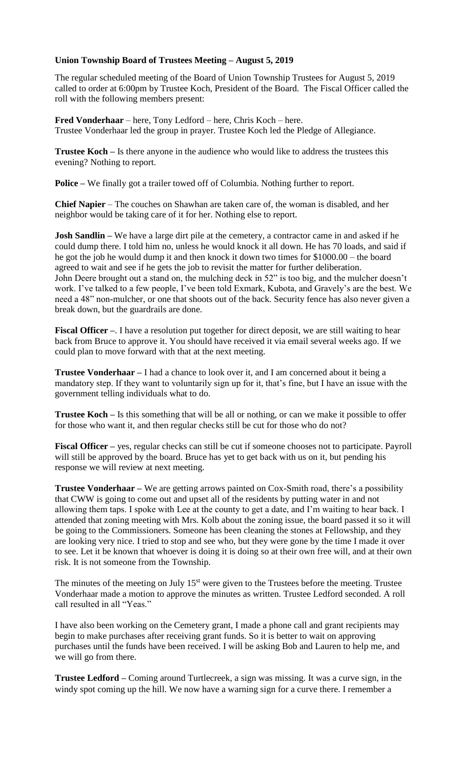**Union Township Board of Trustees Meeting – August 5, 2019**

The regular scheduled meeting of the Board of Union Township Trustees for August 5, 2019 called to order at 6:00pm by Trustee Koch, President of the Board. The Fiscal Officer called the roll with the following members present:

**Fred Vonderhaar** – here, Tony Ledford – here, Chris Koch – here.
Trustee Vonderhaar led the group in prayer. Trustee Koch led the Pledge of Allegiance.

**Trustee Koch –** Is there anyone in the audience who would like to address the trustees this evening? Nothing to report.

**Police –** We finally got a trailer towed off of Columbia. Nothing further to report.

**Chief Napier** – The couches on Shawhan are taken care of, the woman is disabled, and her neighbor would be taking care of it for her. Nothing else to report.

**Josh Sandlin –** We have a large dirt pile at the cemetery, a contractor came in and asked if he could dump there. I told him no, unless he would knock it all down. He has 70 loads, and said if he got the job he would dump it and then knock it down two times for $1000.00 – the board agreed to wait and see if he gets the job to revisit the matter for further deliberation.
John Deere brought out a stand on, the mulching deck in 52" is too big, and the mulcher doesn't work. I've talked to a few people, I've been told Exmark, Kubota, and Gravely's are the best. We need a 48" non-mulcher, or one that shoots out of the back. Security fence has also never given a break down, but the guardrails are done.

**Fiscal Officer –**. I have a resolution put together for direct deposit, we are still waiting to hear back from Bruce to approve it. You should have received it via email several weeks ago. If we could plan to move forward with that at the next meeting.

**Trustee Vonderhaar –** I had a chance to look over it, and I am concerned about it being a mandatory step. If they want to voluntarily sign up for it, that's fine, but I have an issue with the government telling individuals what to do.

**Trustee Koch –** Is this something that will be all or nothing, or can we make it possible to offer for those who want it, and then regular checks still be cut for those who do not?

**Fiscal Officer –** yes, regular checks can still be cut if someone chooses not to participate. Payroll will still be approved by the board. Bruce has yet to get back with us on it, but pending his response we will review at next meeting.

**Trustee Vonderhaar –** We are getting arrows painted on Cox-Smith road, there's a possibility that CWW is going to come out and upset all of the residents by putting water in and not allowing them taps. I spoke with Lee at the county to get a date, and I'm waiting to hear back. I attended that zoning meeting with Mrs. Kolb about the zoning issue, the board passed it so it will be going to the Commissioners. Someone has been cleaning the stones at Fellowship, and they are looking very nice. I tried to stop and see who, but they were gone by the time I made it over to see. Let it be known that whoever is doing it is doing so at their own free will, and at their own risk. It is not someone from the Township.

The minutes of the meeting on July 15st were given to the Trustees before the meeting. Trustee Vonderhaar made a motion to approve the minutes as written. Trustee Ledford seconded. A roll call resulted in all "Yeas."

I have also been working on the Cemetery grant, I made a phone call and grant recipients may begin to make purchases after receiving grant funds. So it is better to wait on approving purchases until the funds have been received. I will be asking Bob and Lauren to help me, and we will go from there.

**Trustee Ledford –** Coming around Turtlecreek, a sign was missing. It was a curve sign, in the windy spot coming up the hill. We now have a warning sign for a curve there. I remember a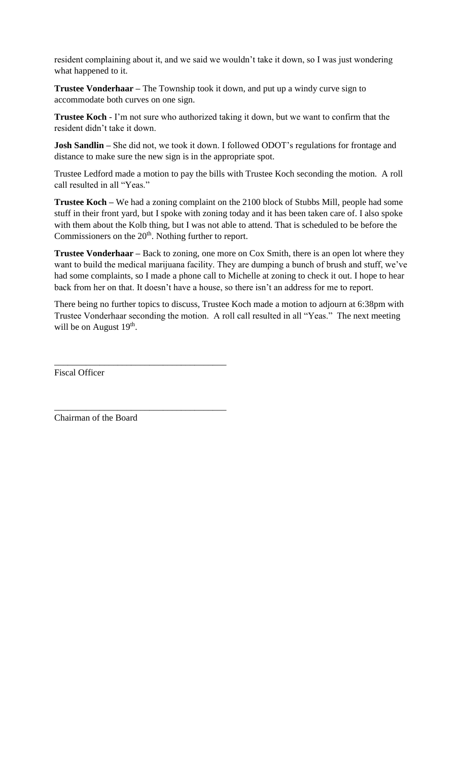resident complaining about it, and we said we wouldn't take it down, so I was just wondering what happened to it.

**Trustee Vonderhaar –** The Township took it down, and put up a windy curve sign to accommodate both curves on one sign.

**Trustee Koch** - I'm not sure who authorized taking it down, but we want to confirm that the resident didn't take it down.

**Josh Sandlin –** She did not, we took it down. I followed ODOT's regulations for frontage and distance to make sure the new sign is in the appropriate spot.

Trustee Ledford made a motion to pay the bills with Trustee Koch seconding the motion. A roll call resulted in all "Yeas."

**Trustee Koch –** We had a zoning complaint on the 2100 block of Stubbs Mill, people had some stuff in their front yard, but I spoke with zoning today and it has been taken care of. I also spoke with them about the Kolb thing, but I was not able to attend. That is scheduled to be before the Commissioners on the 20th. Nothing further to report.

**Trustee Vonderhaar –** Back to zoning, one more on Cox Smith, there is an open lot where they want to build the medical marijuana facility. They are dumping a bunch of brush and stuff, we've had some complaints, so I made a phone call to Michelle at zoning to check it out. I hope to hear back from her on that. It doesn't have a house, so there isn't an address for me to report.

There being no further topics to discuss, Trustee Koch made a motion to adjourn at 6:38pm with Trustee Vonderhaar seconding the motion. A roll call resulted in all "Yeas." The next meeting will be on August 19th.

\_\_\_\_\_\_\_\_\_\_\_\_\_\_\_\_\_\_\_\_\_\_\_\_\_\_\_\_\_\_\_\_\_\_\_\_\_\_

Fiscal Officer

\_\_\_\_\_\_\_\_\_\_\_\_\_\_\_\_\_\_\_\_\_\_\_\_\_\_\_\_\_\_\_\_\_\_\_\_\_\_

Chairman of the Board